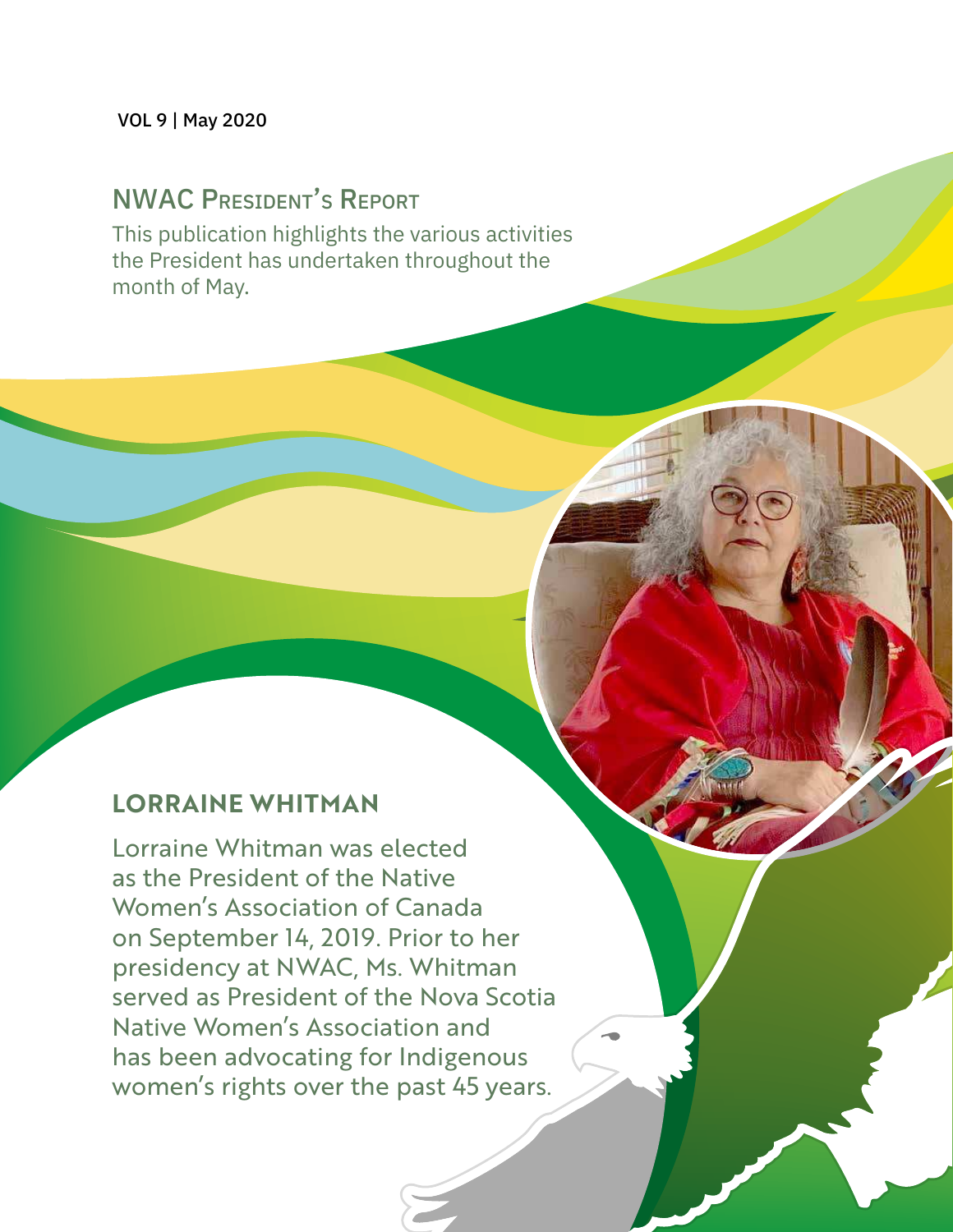VOL 9 | May 2020

# NWAC President's Report

This publication highlights the various activities the President has undertaken throughout the month of May.

## LORRAINE WHITMAN

Lorraine Whitman was elected as the President of the Native Women's Association of Canada on September 14, 2019. Prior to her presidency at NWAC, Ms. Whitman served as President of the Nova Scotia Native Women's Association and has been advocating for Indigenous women's rights over the past 45 years.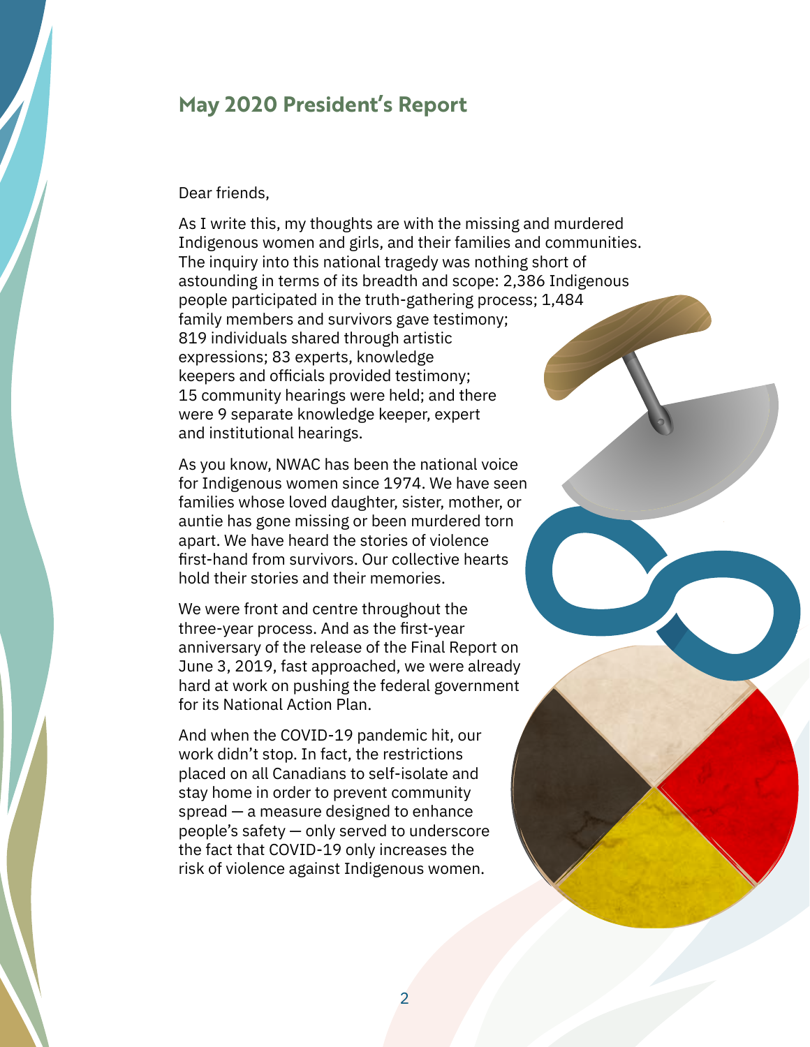## May 2020 President's Report

Dear friends,

As I write this, my thoughts are with the missing and murdered Indigenous women and girls, and their families and communities. The inquiry into this national tragedy was nothing short of astounding in terms of its breadth and scope: 2,386 Indigenous people participated in the truth-gathering process; 1,484 family members and survivors gave testimony; 819 individuals shared through artistic expressions; 83 experts, knowledge keepers and officials provided testimony; 15 community hearings were held; and there were 9 separate knowledge keeper, expert and institutional hearings.

As you know, NWAC has been the national voice for Indigenous women since 1974. We have seen families whose loved daughter, sister, mother, or auntie has gone missing or been murdered torn apart. We have heard the stories of violence first-hand from survivors. Our collective hearts hold their stories and their memories.

We were front and centre throughout the three-year process. And as the first-year anniversary of the release of the Final Report on June 3, 2019, fast approached, we were already hard at work on pushing the federal government for its National Action Plan.

And when the COVID-19 pandemic hit, our work didn't stop. In fact, the restrictions placed on all Canadians to self-isolate and stay home in order to prevent community spread — a measure designed to enhance people's safety — only served to underscore the fact that COVID-19 only increases the risk of violence against Indigenous women.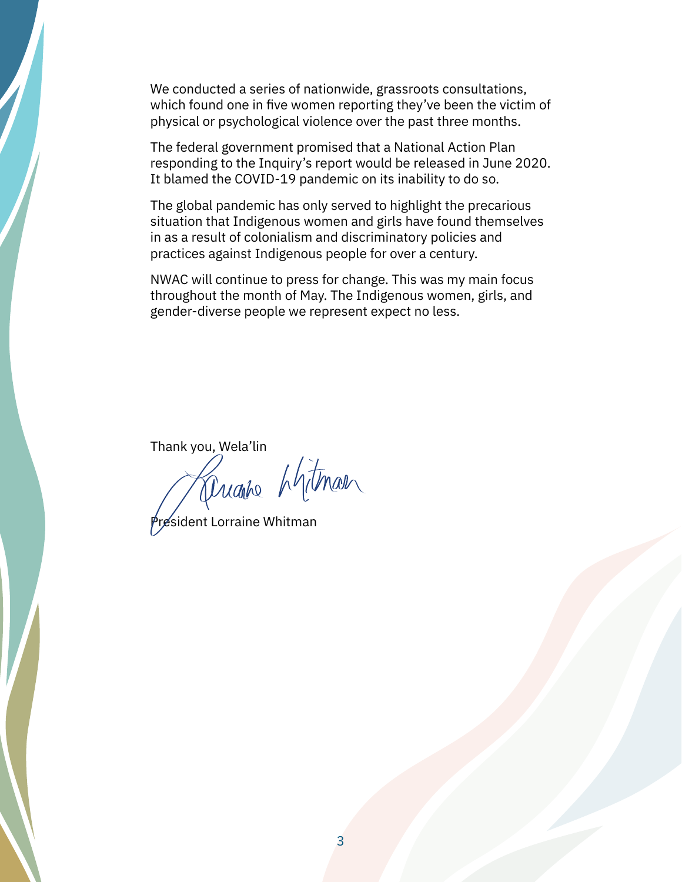We conducted a series of nationwide, grassroots consultations, which found one in five women reporting they've been the victim of physical or psychological violence over the past three months.

The federal government promised that a National Action Plan responding to the Inquiry's report would be released in June 2020. It blamed the COVID-19 pandemic on its inability to do so.

The global pandemic has only served to highlight the precarious situation that Indigenous women and girls have found themselves in as a result of colonialism and discriminatory policies and practices against Indigenous people for over a century.

NWAC will continue to press for change. This was my main focus throughout the month of May. The Indigenous women, girls, and gender-diverse people we represent expect no less.

Thank you, Wela'lin

President Lorraine Whitman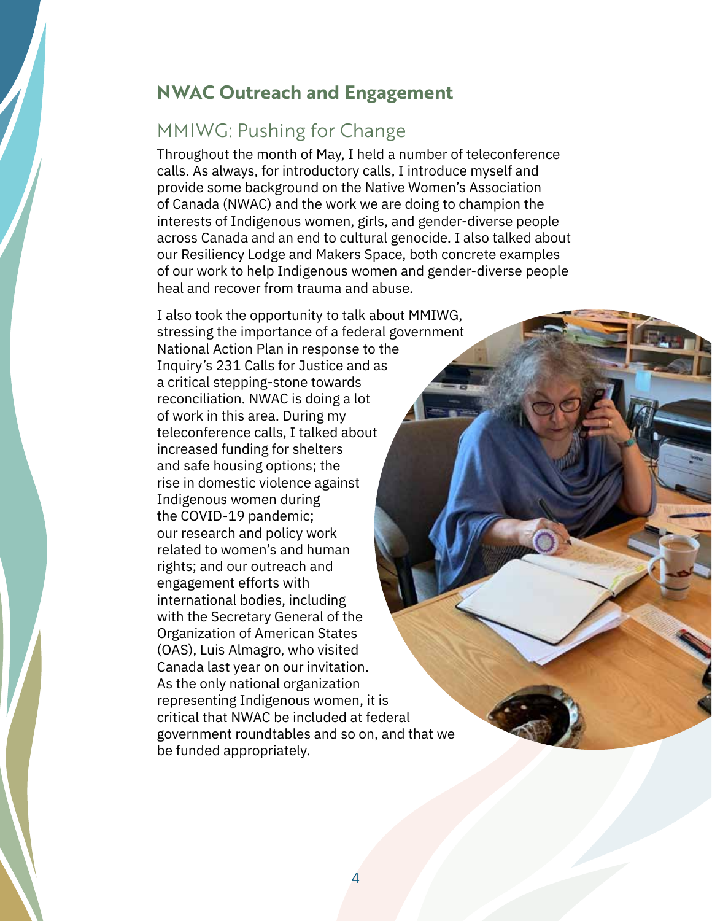## NWAC Outreach and Engagement

### MMIWG: Pushing for Change

Throughout the month of May, I held a number of teleconference calls. As always, for introductory calls, I introduce myself and provide some background on the Native Women's Association of Canada (NWAC) and the work we are doing to champion the interests of Indigenous women, girls, and gender-diverse people across Canada and an end to cultural genocide. I also talked about our Resiliency Lodge and Makers Space, both concrete examples of our work to help Indigenous women and gender-diverse people heal and recover from trauma and abuse.

I also took the opportunity to talk about MMIWG, stressing the importance of a federal government National Action Plan in response to the Inquiry's 231 Calls for Justice and as a critical stepping-stone towards reconciliation. NWAC is doing a lot of work in this area. During my teleconference calls, I talked about increased funding for shelters and safe housing options; the rise in domestic violence against Indigenous women during the COVID-19 pandemic; our research and policy work related to women's and human rights; and our outreach and engagement efforts with international bodies, including with the Secretary General of the Organization of American States (OAS), Luis Almagro, who visited Canada last year on our invitation. As the only national organization representing Indigenous women, it is critical that NWAC be included at federal government roundtables and so on, and that we be funded appropriately.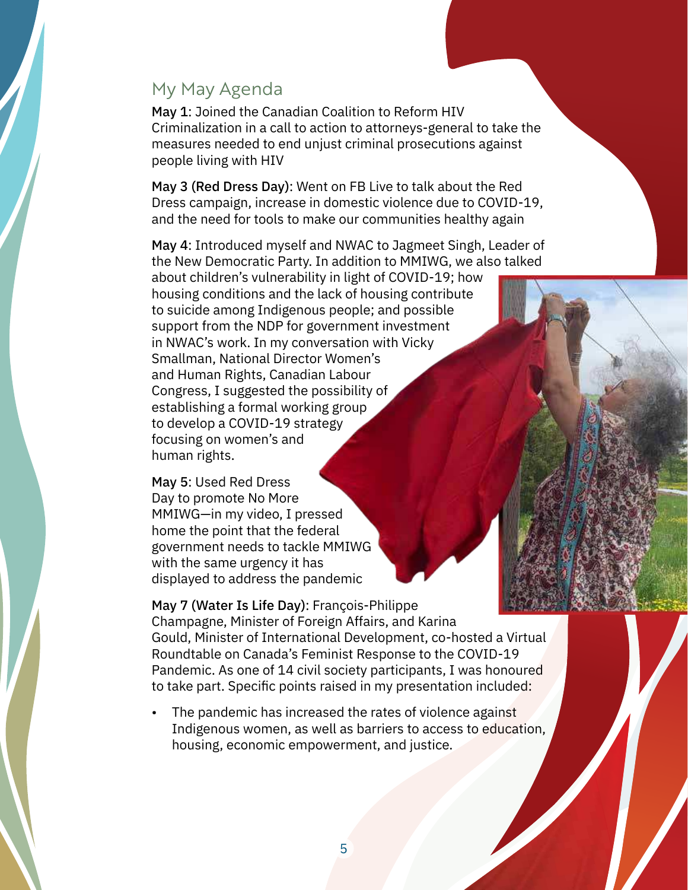## My May Agenda

**May 1**: Joined the Canadian Coalition to Reform HIV Criminalization in a call to action to attorneys-general to take the measures needed to end unjust criminal prosecutions against people living with HIV

**May 3 (Red Dress Day)**: Went on FB Live to talk about the Red Dress campaign, increase in domestic violence due to COVID-19, and the need for tools to make our communities healthy again

**May 4**: Introduced myself and NWAC to Jagmeet Singh, Leader of the New Democratic Party. In addition to MMIWG, we also talked about children's vulnerability in light of COVID-19; how housing conditions and the lack of housing contribute to suicide among Indigenous people; and possible support from the NDP for government investment in NWAC's work. In my conversation with Vicky Smallman, National Director Women's and Human Rights, Canadian Labour Congress, I suggested the possibility of establishing a formal working group to develop a COVID-19 strategy focusing on women's and human rights.

**May 5**: Used Red Dress Day to promote No More MMIWG—in my video, I pressed home the point that the federal government needs to tackle MMIWG with the same urgency it has displayed to address the pandemic

**May 7 (Water Is Life Day)**: François-Philippe Champagne, Minister of Foreign Affairs, and Karina Gould, Minister of International Development, co-hosted a Virtual Roundtable on Canada's Feminist Response to the COVID-19 Pandemic. As one of 14 civil society participants, I was honoured to take part. Specific points raised in my presentation included:

- The pandemic has increased the rates of violence against Indigenous women, as well as barriers to access to education, housing, economic empowerment, and justice.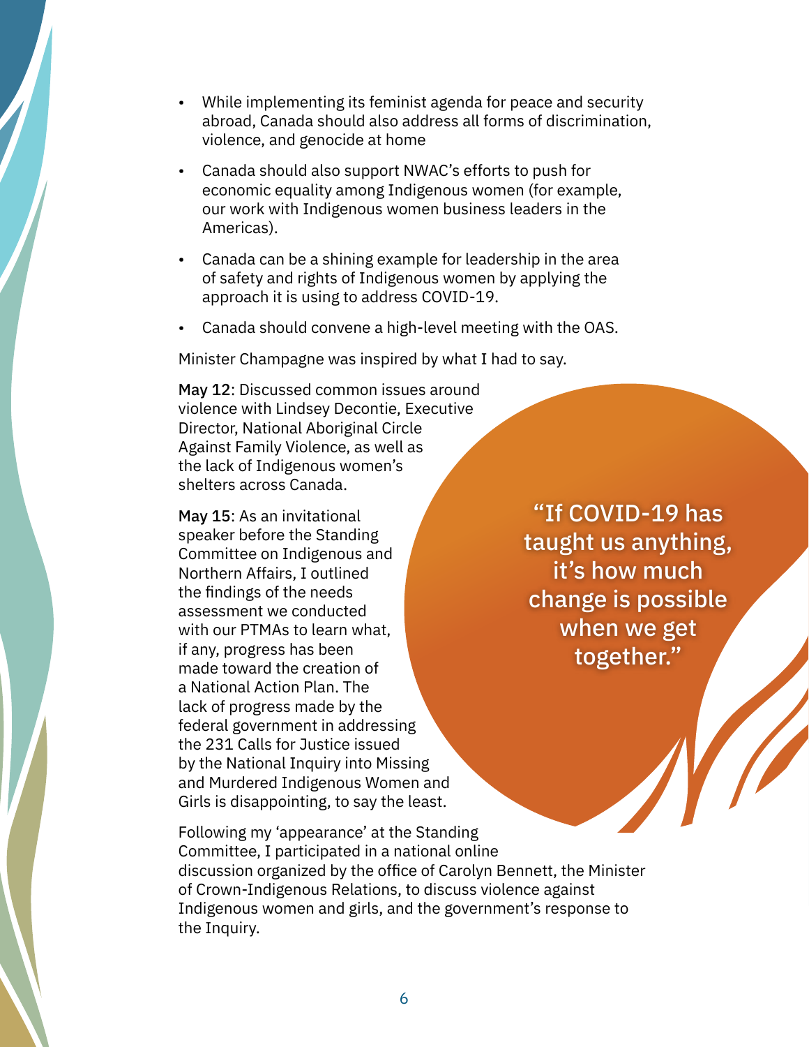- While implementing its feminist agenda for peace and security abroad, Canada should also address all forms of discrimination, violence, and genocide at home
- Canada should also support NWAC's efforts to push for economic equality among Indigenous women (for example, our work with Indigenous women business leaders in the Americas).
- Canada can be a shining example for leadership in the area of safety and rights of Indigenous women by applying the approach it is using to address COVID-19.
- Canada should convene a high-level meeting with the OAS.

Minister Champagne was inspired by what I had to say.

**May 12**: Discussed common issues around violence with Lindsey Decontie, Executive Director, National Aboriginal Circle Against Family Violence, as well as the lack of Indigenous women's shelters across Canada.

**May 15**: As an invitational speaker before the Standing Committee on Indigenous and Northern Affairs, I outlined the findings of the needs assessment we conducted with our PTMAs to learn what, if any, progress has been made toward the creation of a National Action Plan. The lack of progress made by the federal government in addressing the 231 Calls for Justice issued by the National Inquiry into Missing and Murdered Indigenous Women and Girls is disappointing, to say the least.

> "If COVID-19 has taught us anything, it's how much change is possible when we get together."

Following my 'appearance' at the Standing Committee, I participated in a national online discussion organized by the office of Carolyn Bennett, the Minister of Crown-Indigenous Relations, to discuss violence against Indigenous women and girls, and the government's response to the Inquiry.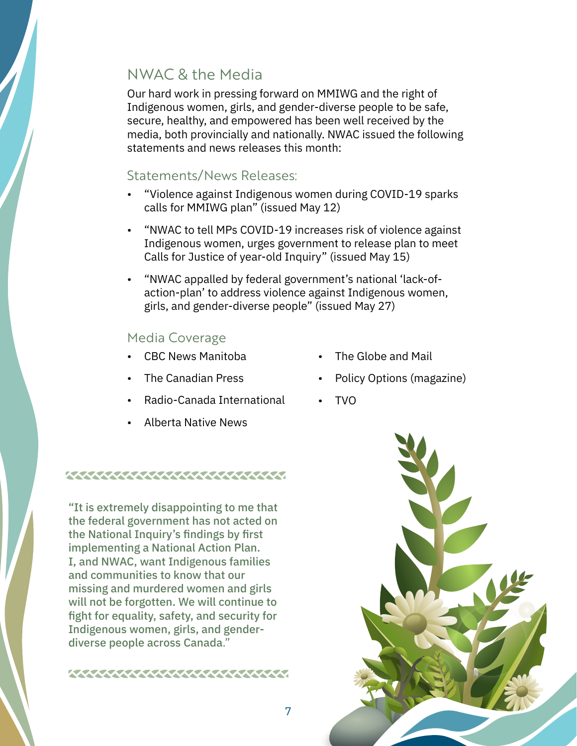## NWAC & the Media

Our hard work in pressing forward on MMIWG and the right of Indigenous women, girls, and gender-diverse people to be safe, secure, healthy, and empowered has been well received by the media, both provincially and nationally. NWAC issued the following statements and news releases this month:

### Statements/News Releases:

- "Violence against Indigenous women during COVID-19 sparks calls for MMIWG plan" (issued May 12)
- "NWAC to tell MPs COVID-19 increases risk of violence against Indigenous women, urges government to release plan to meet Calls for Justice of year-old Inquiry" (issued May 15)
- "NWAC appalled by federal government's national 'lack-of-action-plan' to address violence against Indigenous women, girls, and gender-diverse people" (issued May 27)

### Media Coverage

- CBC News Manitoba
- The Canadian Press
- Radio-Canada International
- Alberta Native News
- The Globe and Mail
- Policy Options (magazine)
- TVO

"It is extremely disappointing to me that the federal government has not acted on the National Inquiry's findings by first implementing a National Action Plan. I, and NWAC, want Indigenous families and communities to know that our missing and murdered women and girls will not be forgotten. We will continue to fight for equality, safety, and security for Indigenous women, girls, and gender-diverse people across Canada."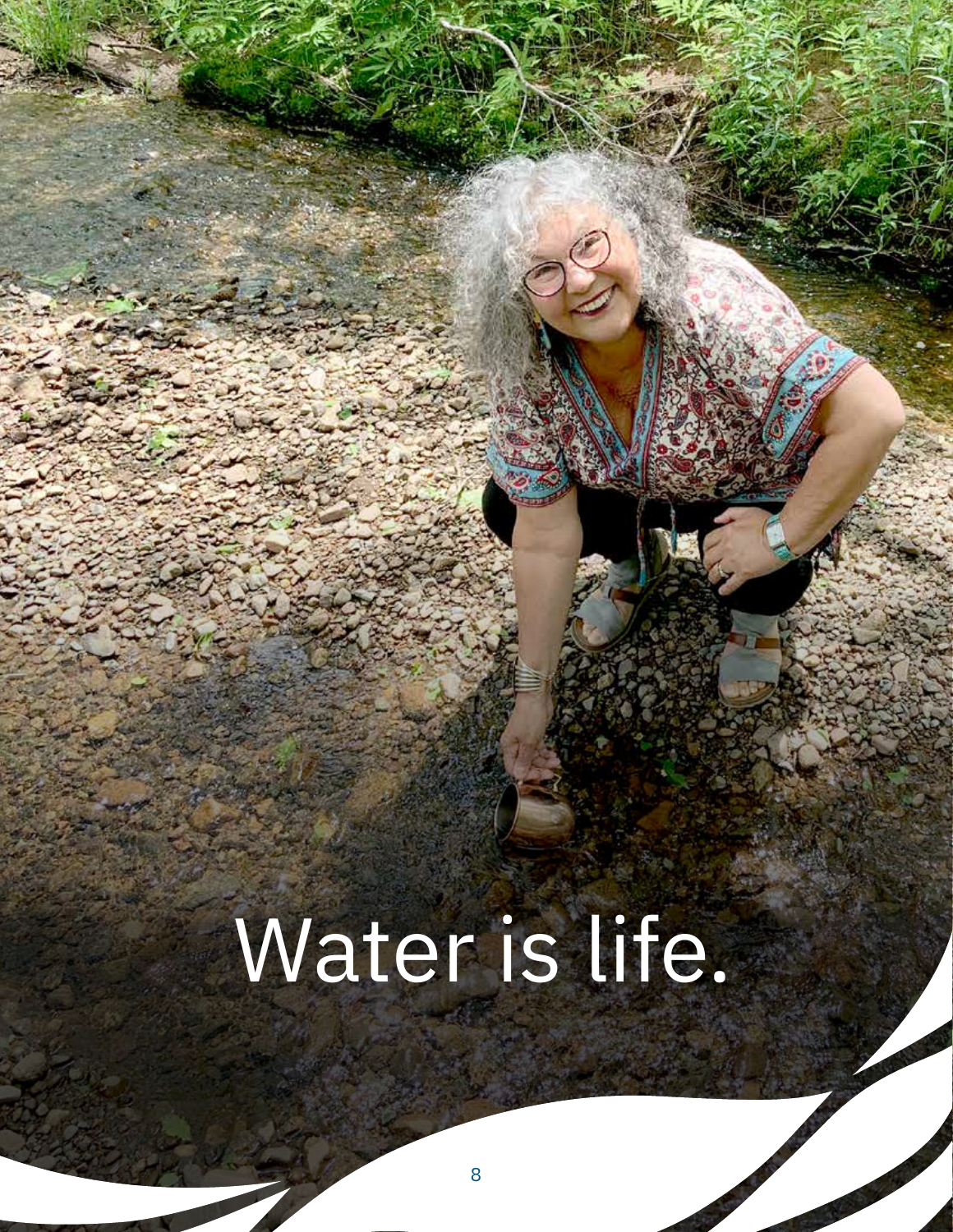Water is life.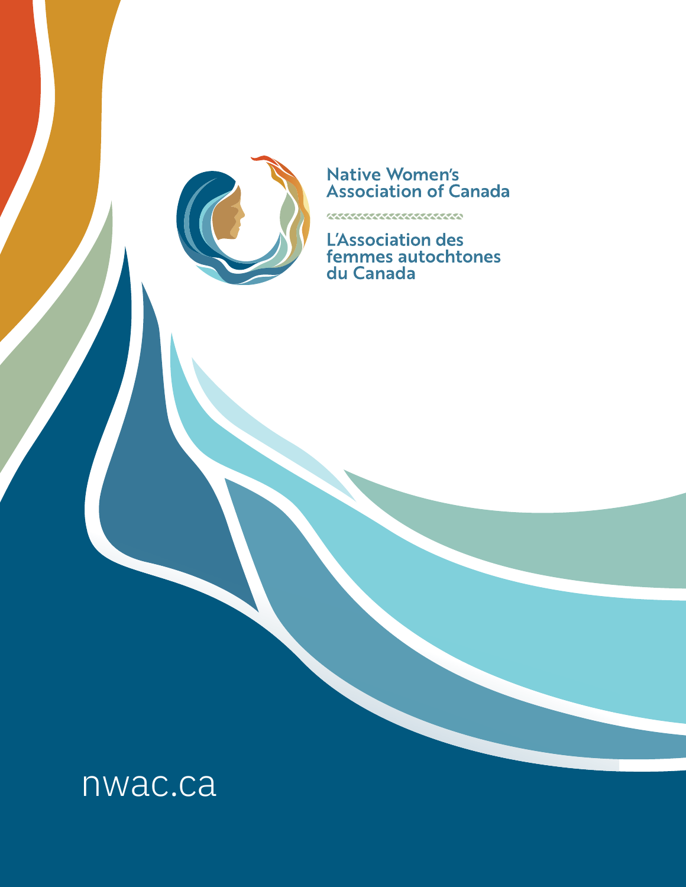Native Women's Association of Canada

L'Association des femmes autochtones du Canada

nwac.ca